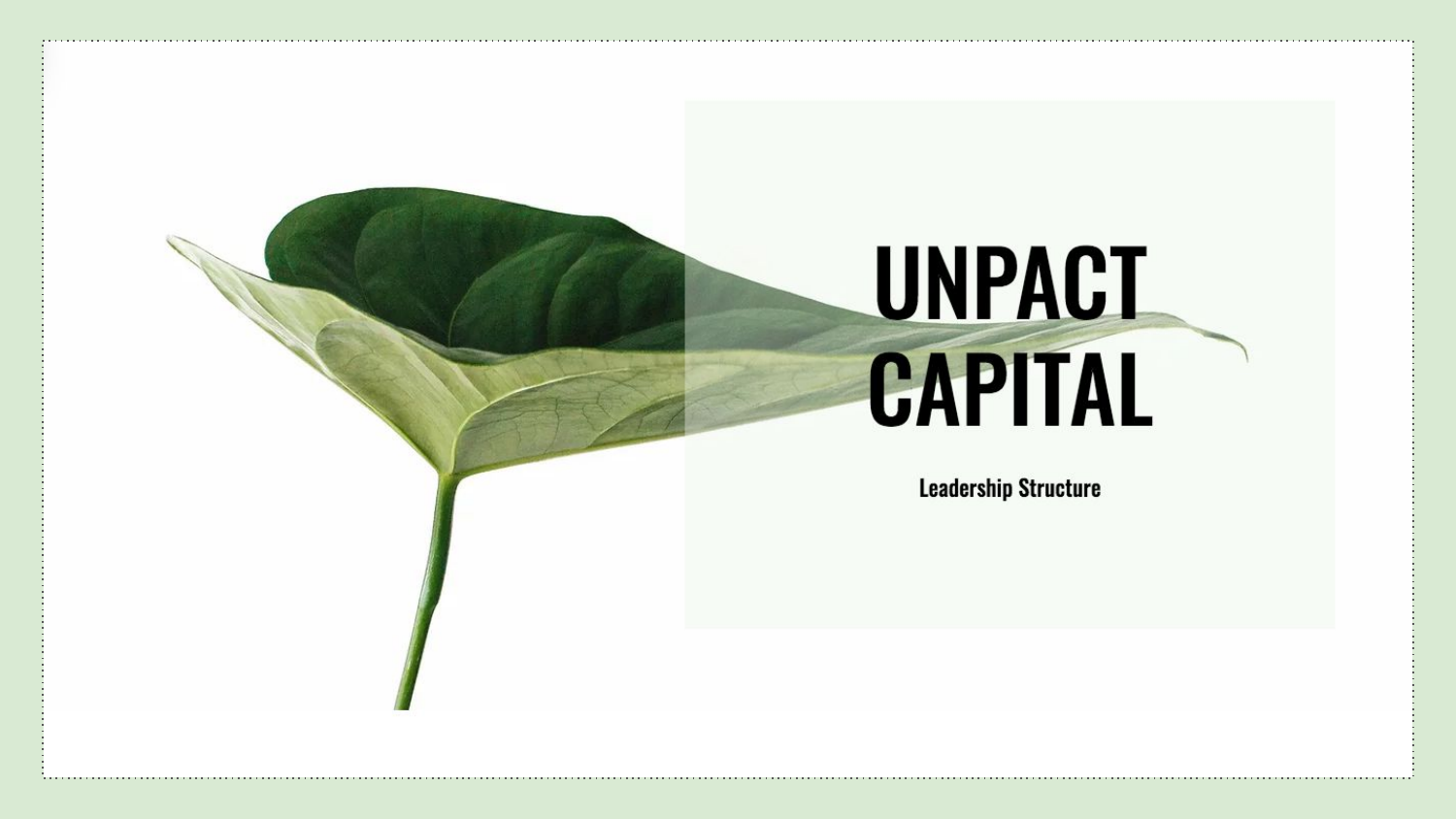# UNPACT CAPITAL

Leadership Structure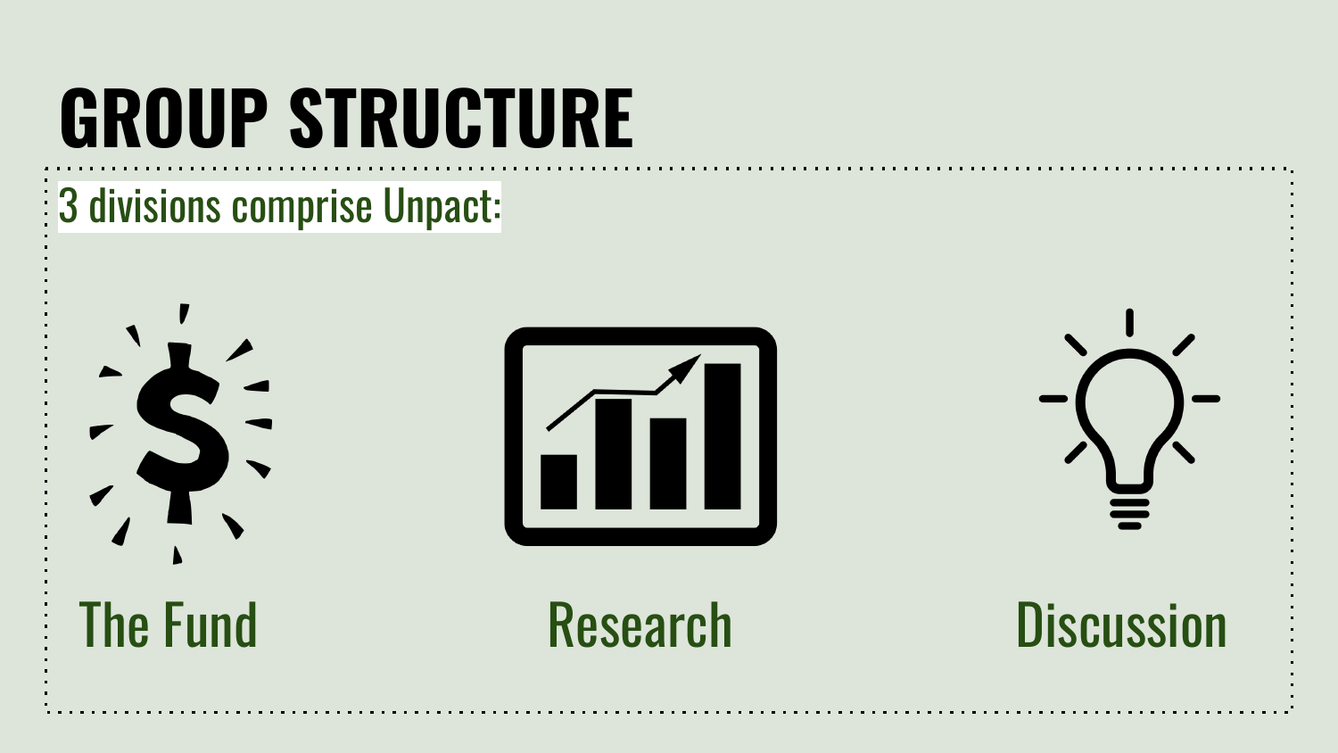# GROUP STRUCTURE

3 divisions comprise Unpact:

- The Fund
- Research
- Discussion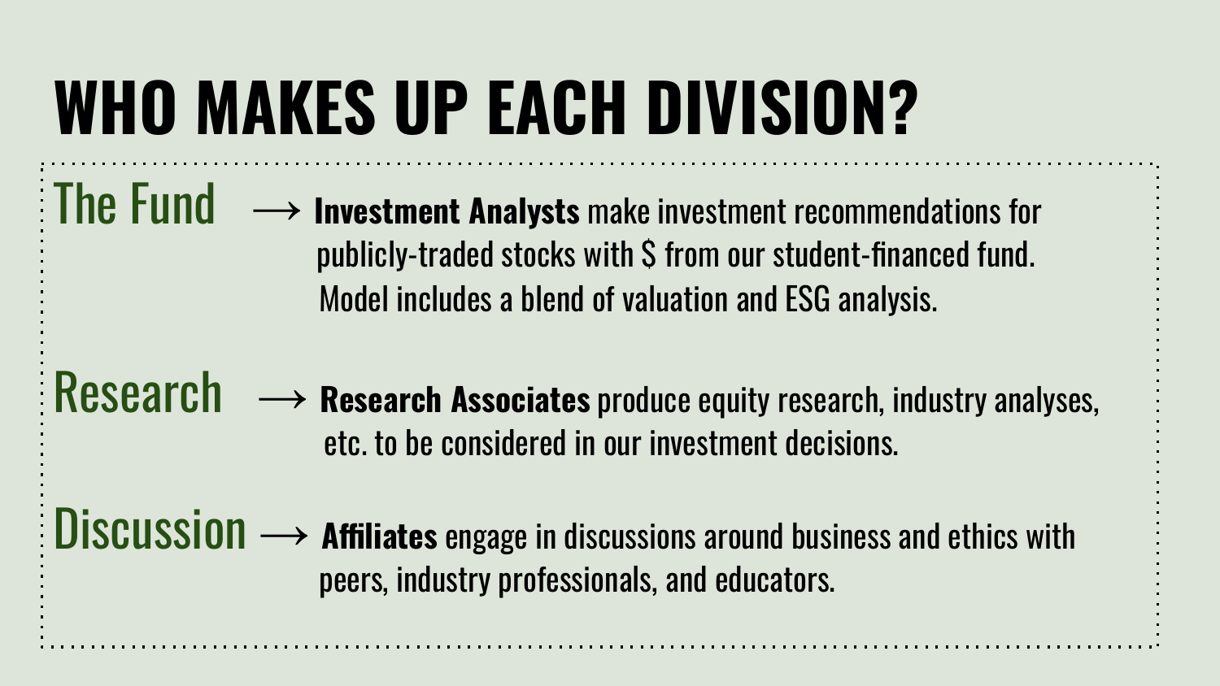# WHO MAKES UP EACH DIVISION?

**The Fund** → **Investment Analysts** make investment recommendations for publicly-traded stocks with $ from our student-financed fund. Model includes a blend of valuation and ESG analysis.

**Research** → **Research Associates** produce equity research, industry analyses, etc. to be considered in our investment decisions.

**Discussion** → **Affiliates** engage in discussions around business and ethics with peers, industry professionals, and educators.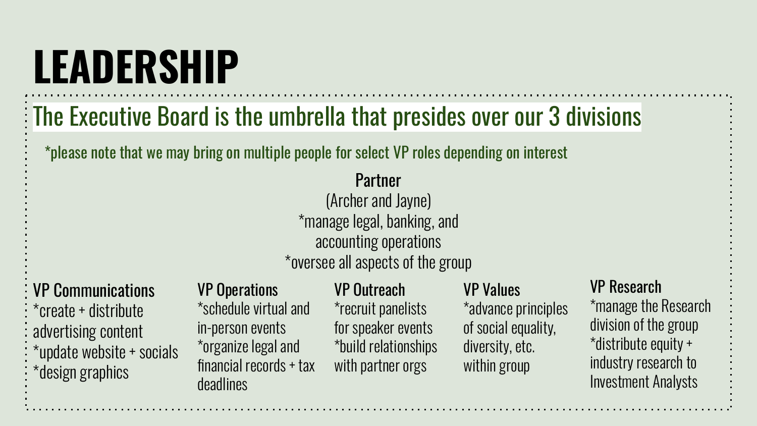# LEADERSHIP

## The Executive Board is the umbrella that presides over our 3 divisions

*please note that we may bring on multiple people for select VP roles depending on interest

### Partner

(Archer and Jayne)

*manage legal, banking, and accounting operations

*oversee all aspects of the group

### VP Communications

*create + distribute advertising content

*update website + socials

*design graphics

### VP Operations

*schedule virtual and in-person events

*organize legal and financial records + tax deadlines

### VP Outreach

*recruit panelists for speaker events

*build relationships with partner orgs

### VP Values

*advance principles of social equality, diversity, etc. within group

### VP Research

*manage the Research division of the group

*distribute equity + industry research to Investment Analysts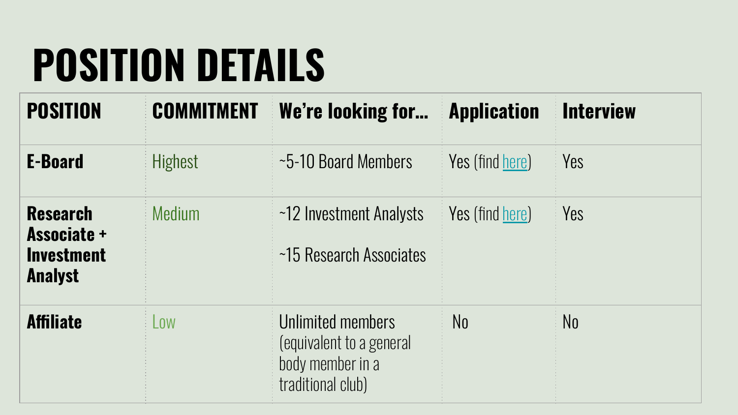# POSITION DETAILS

| POSITION | COMMITMENT | We're looking for... | Application | Interview |
|---|---|---|---|---|
| **E-Board** | Highest | ~5-10 Board Members | Yes (find here) | Yes |
| **Research Associate + Investment Analyst** | Medium | ~12 Investment Analysts<br><br>~15 Research Associates | Yes (find here) | Yes |
| **Affiliate** | Low | Unlimited members (equivalent to a general body member in a traditional club) | No | No |